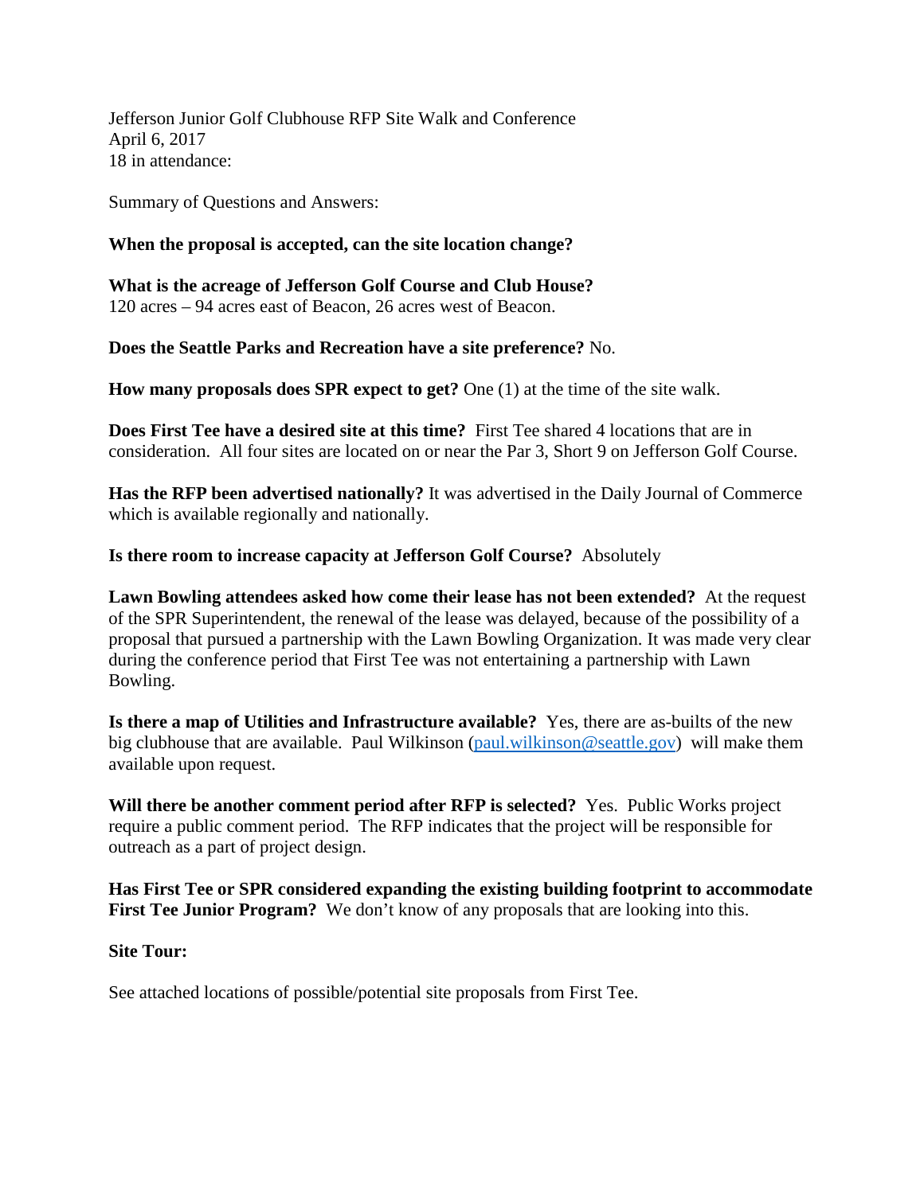Jefferson Junior Golf Clubhouse RFP Site Walk and Conference
April 6, 2017
18 in attendance:

Summary of Questions and Answers:

**When the proposal is accepted, can the site location change?**

**What is the acreage of Jefferson Golf Course and Club House?**
120 acres – 94 acres east of Beacon, 26 acres west of Beacon.

**Does the Seattle Parks and Recreation have a site preference?** No.

**How many proposals does SPR expect to get?** One (1) at the time of the site walk.

**Does First Tee have a desired site at this time?** First Tee shared 4 locations that are in consideration. All four sites are located on or near the Par 3, Short 9 on Jefferson Golf Course.

**Has the RFP been advertised nationally?** It was advertised in the Daily Journal of Commerce which is available regionally and nationally.

**Is there room to increase capacity at Jefferson Golf Course?** Absolutely

**Lawn Bowling attendees asked how come their lease has not been extended?** At the request of the SPR Superintendent, the renewal of the lease was delayed, because of the possibility of a proposal that pursued a partnership with the Lawn Bowling Organization. It was made very clear during the conference period that First Tee was not entertaining a partnership with Lawn Bowling.

**Is there a map of Utilities and Infrastructure available?** Yes, there are as-builts of the new big clubhouse that are available. Paul Wilkinson (paul.wilkinson@seattle.gov) will make them available upon request.

**Will there be another comment period after RFP is selected?** Yes. Public Works project require a public comment period. The RFP indicates that the project will be responsible for outreach as a part of project design.

**Has First Tee or SPR considered expanding the existing building footprint to accommodate First Tee Junior Program?** We don't know of any proposals that are looking into this.

**Site Tour:**

See attached locations of possible/potential site proposals from First Tee.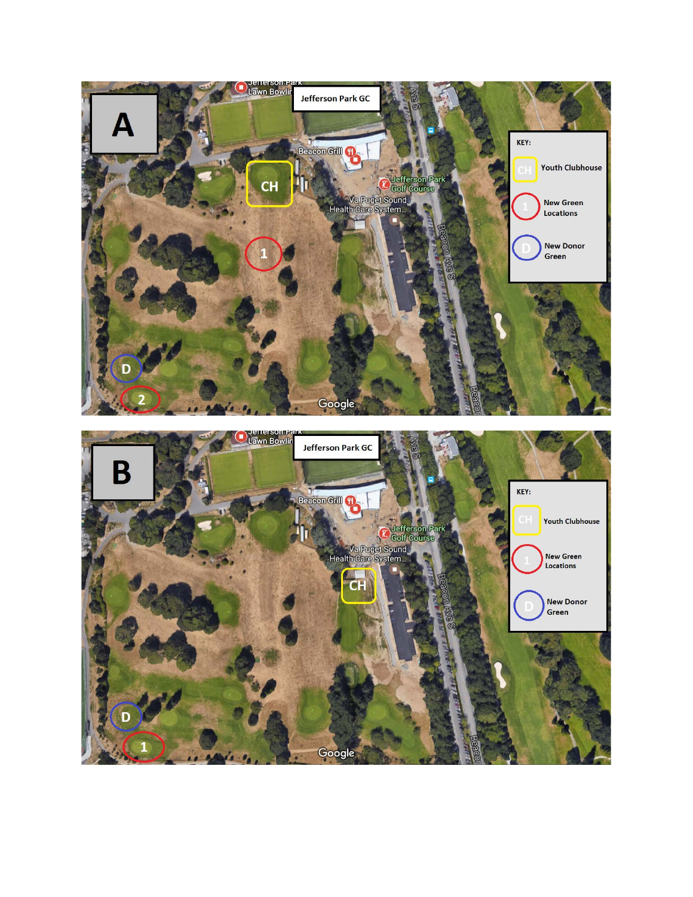**A**

Jefferson Park GC

KEY:

- CH – Youth Clubhouse
- 1 – New Green Locations
- D – New Donor Green

**B**

Jefferson Park GC

KEY:

- CH – Youth Clubhouse
- 1 – New Green Locations
- D – New Donor Green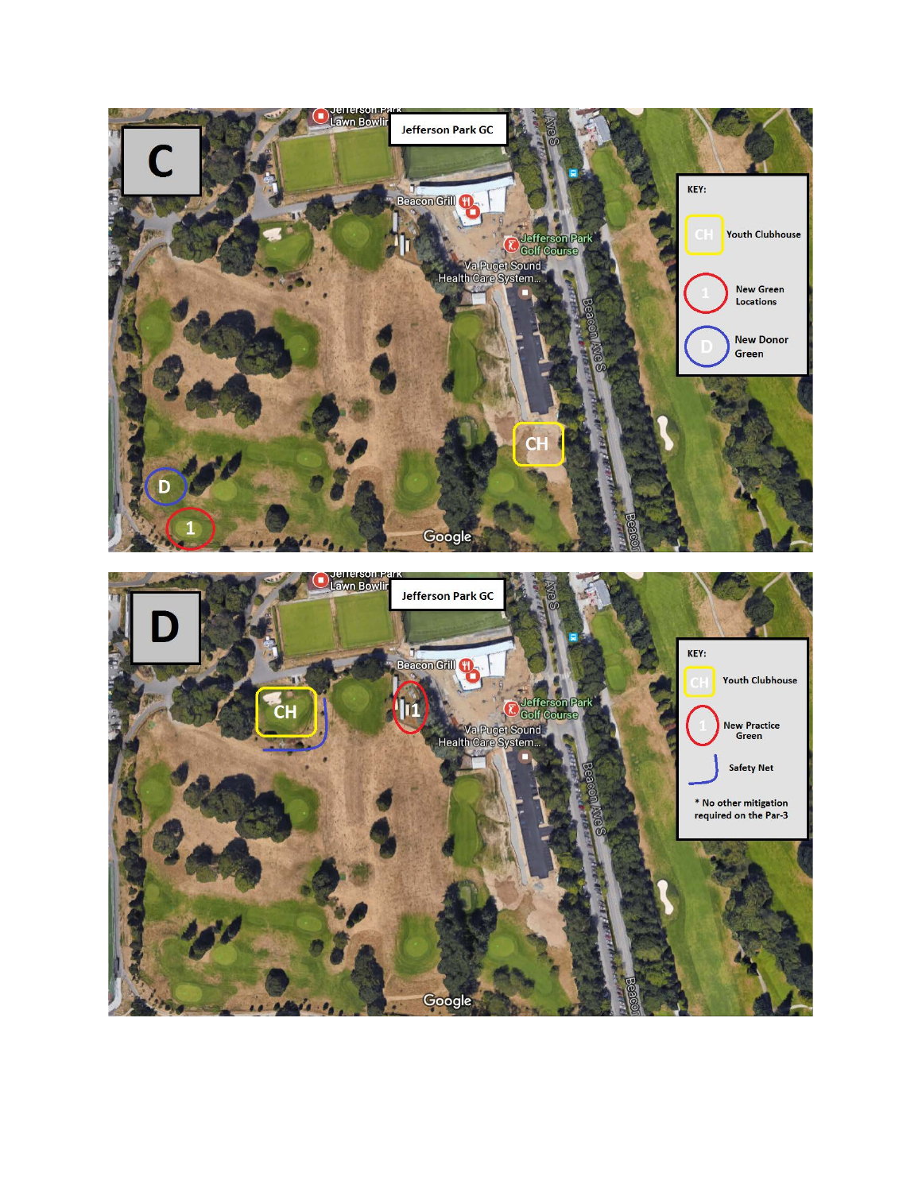C

Jefferson Park GC

KEY:

CH Youth Clubhouse

1 New Green Locations

D New Donor Green

D

Jefferson Park GC

KEY:

CH Youth Clubhouse

1 New Practice Green

Safety Net

* No other mitigation required on the Par-3